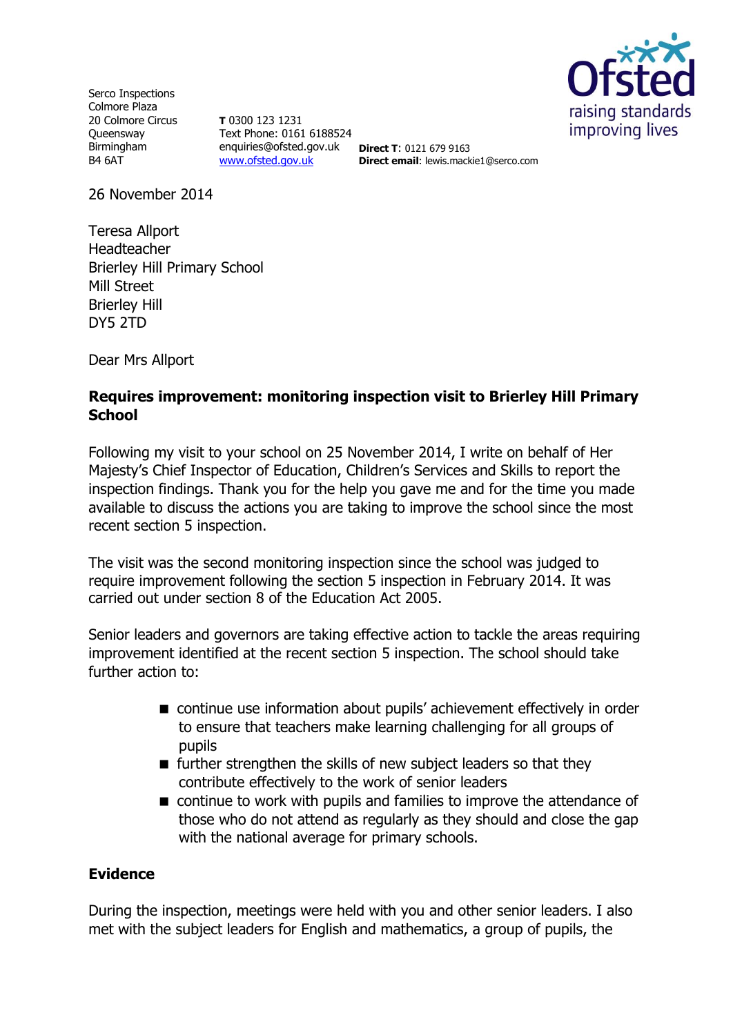Serco Inspections
Colmore Plaza
20 Colmore Circus
Queensway
Birmingham
B4 6AT

**T** 0300 123 1231
Text Phone: 0161 6188524
enquiries@ofsted.gov.uk
www.ofsted.gov.uk

**Direct T**: 0121 679 9163
**Direct email**: lewis.mackie1@serco.com

26 November 2014

Teresa Allport
Headteacher
Brierley Hill Primary School
Mill Street
Brierley Hill
DY5 2TD

Dear Mrs Allport

**Requires improvement: monitoring inspection visit to Brierley Hill Primary School**

Following my visit to your school on 25 November 2014, I write on behalf of Her Majesty's Chief Inspector of Education, Children's Services and Skills to report the inspection findings. Thank you for the help you gave me and for the time you made available to discuss the actions you are taking to improve the school since the most recent section 5 inspection.

The visit was the second monitoring inspection since the school was judged to require improvement following the section 5 inspection in February 2014. It was carried out under section 8 of the Education Act 2005.

Senior leaders and governors are taking effective action to tackle the areas requiring improvement identified at the recent section 5 inspection. The school should take further action to:

- continue use information about pupils' achievement effectively in order to ensure that teachers make learning challenging for all groups of pupils
- further strengthen the skills of new subject leaders so that they contribute effectively to the work of senior leaders
- continue to work with pupils and families to improve the attendance of those who do not attend as regularly as they should and close the gap with the national average for primary schools.

**Evidence**

During the inspection, meetings were held with you and other senior leaders. I also met with the subject leaders for English and mathematics, a group of pupils, the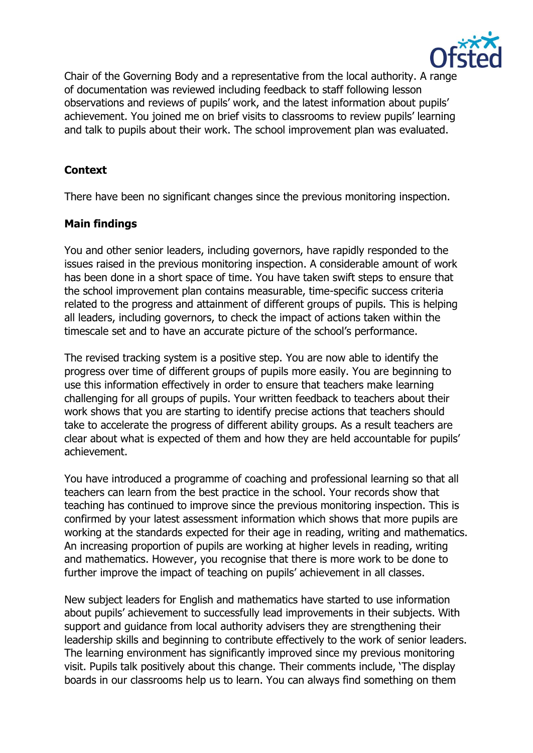Chair of the Governing Body and a representative from the local authority. A range of documentation was reviewed including feedback to staff following lesson observations and reviews of pupils' work, and the latest information about pupils' achievement. You joined me on brief visits to classrooms to review pupils' learning and talk to pupils about their work. The school improvement plan was evaluated.

**Context**

There have been no significant changes since the previous monitoring inspection.

**Main findings**

You and other senior leaders, including governors, have rapidly responded to the issues raised in the previous monitoring inspection. A considerable amount of work has been done in a short space of time. You have taken swift steps to ensure that the school improvement plan contains measurable, time-specific success criteria related to the progress and attainment of different groups of pupils. This is helping all leaders, including governors, to check the impact of actions taken within the timescale set and to have an accurate picture of the school's performance.

The revised tracking system is a positive step. You are now able to identify the progress over time of different groups of pupils more easily. You are beginning to use this information effectively in order to ensure that teachers make learning challenging for all groups of pupils. Your written feedback to teachers about their work shows that you are starting to identify precise actions that teachers should take to accelerate the progress of different ability groups. As a result teachers are clear about what is expected of them and how they are held accountable for pupils' achievement.

You have introduced a programme of coaching and professional learning so that all teachers can learn from the best practice in the school. Your records show that teaching has continued to improve since the previous monitoring inspection. This is confirmed by your latest assessment information which shows that more pupils are working at the standards expected for their age in reading, writing and mathematics. An increasing proportion of pupils are working at higher levels in reading, writing and mathematics. However, you recognise that there is more work to be done to further improve the impact of teaching on pupils' achievement in all classes.

New subject leaders for English and mathematics have started to use information about pupils' achievement to successfully lead improvements in their subjects. With support and guidance from local authority advisers they are strengthening their leadership skills and beginning to contribute effectively to the work of senior leaders. The learning environment has significantly improved since my previous monitoring visit. Pupils talk positively about this change. Their comments include, 'The display boards in our classrooms help us to learn. You can always find something on them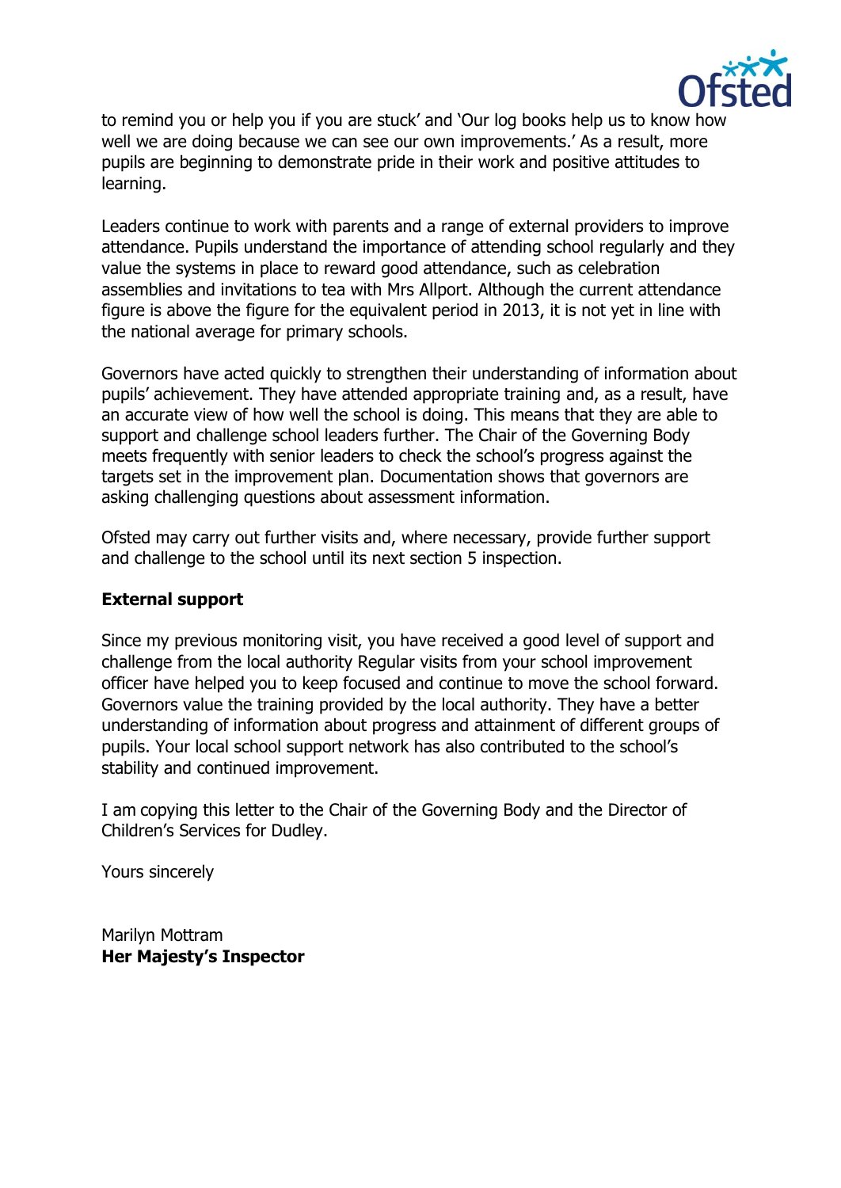to remind you or help you if you are stuck' and 'Our log books help us to know how well we are doing because we can see our own improvements.' As a result, more pupils are beginning to demonstrate pride in their work and positive attitudes to learning.

Leaders continue to work with parents and a range of external providers to improve attendance. Pupils understand the importance of attending school regularly and they value the systems in place to reward good attendance, such as celebration assemblies and invitations to tea with Mrs Allport. Although the current attendance figure is above the figure for the equivalent period in 2013, it is not yet in line with the national average for primary schools.

Governors have acted quickly to strengthen their understanding of information about pupils' achievement. They have attended appropriate training and, as a result, have an accurate view of how well the school is doing. This means that they are able to support and challenge school leaders further. The Chair of the Governing Body meets frequently with senior leaders to check the school's progress against the targets set in the improvement plan. Documentation shows that governors are asking challenging questions about assessment information.

Ofsted may carry out further visits and, where necessary, provide further support and challenge to the school until its next section 5 inspection.

**External support**

Since my previous monitoring visit, you have received a good level of support and challenge from the local authority Regular visits from your school improvement officer have helped you to keep focused and continue to move the school forward. Governors value the training provided by the local authority. They have a better understanding of information about progress and attainment of different groups of pupils. Your local school support network has also contributed to the school's stability and continued improvement.

I am copying this letter to the Chair of the Governing Body and the Director of Children's Services for Dudley.

Yours sincerely

Marilyn Mottram
**Her Majesty's Inspector**